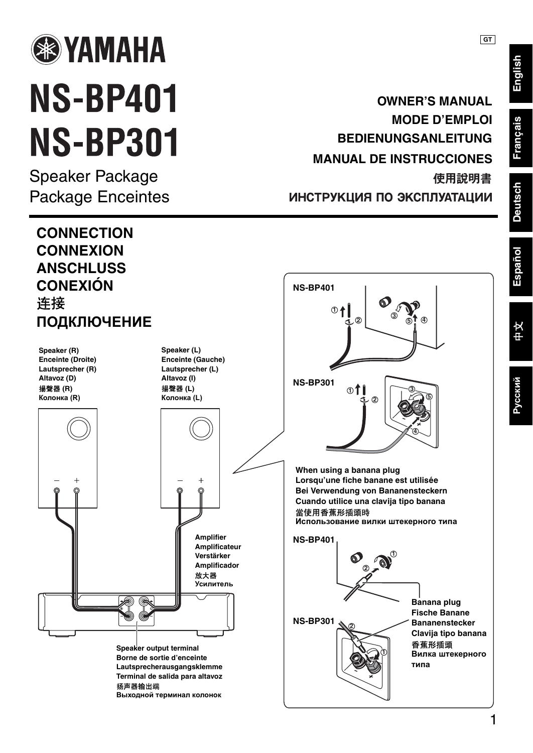# YAMAHA

# NS-BP401
# NS-BP301

Speaker Package
Package Enceintes

**OWNER'S MANUAL**
**MODE D'EMPLOI**
**BEDIENUNGSANLEITUNG**
**MANUAL DE INSTRUCCIONES**
**使用說明書**
**ИНСТРУКЦИЯ ПО ЭКСПЛУАТАЦИИ**

## CONNECTION
## CONNEXION
## ANSCHLUSS
## CONEXIÓN
## 连接
## ПОДКЛЮЧЕНИЕ

**Speaker (R)**
**Enceinte (Droite)**
**Lautsprecher (R)**
**Altavoz (D)**
**揚聲器 (R)**
**Колонка (R)**

**Speaker (L)**
**Enceinte (Gauche)**
**Lautsprecher (L)**
**Altavoz (I)**
**揚聲器 (L)**
**Колонка (L)**

**Amplifier**
**Amplificateur**
**Verstärker**
**Amplificador**
**放大器**
**Усилитель**

**Speaker output terminal**
**Borne de sortie d'enceinte**
**Lautsprecherausgangsklemme**
**Terminal de salida para altavoz**
**扬声器输出端**
**Выходной терминал колонок**

**NS-BP401**

**NS-BP301**

**When using a banana plug**
**Lorsqu'une fiche banane est utilisée**
**Bei Verwendung von Bananensteckern**
**Cuando utilice una clavija tipo banana**
**當使用香蕉形插頭時**
**Использование вилки штекерного типа**

**NS-BP401**

**NS-BP301**

**Banana plug**
**Fische Banane**
**Bananenstecker**
**Clavija tipo banana**
**香蕉形插頭**
**Вилка штекерного типа**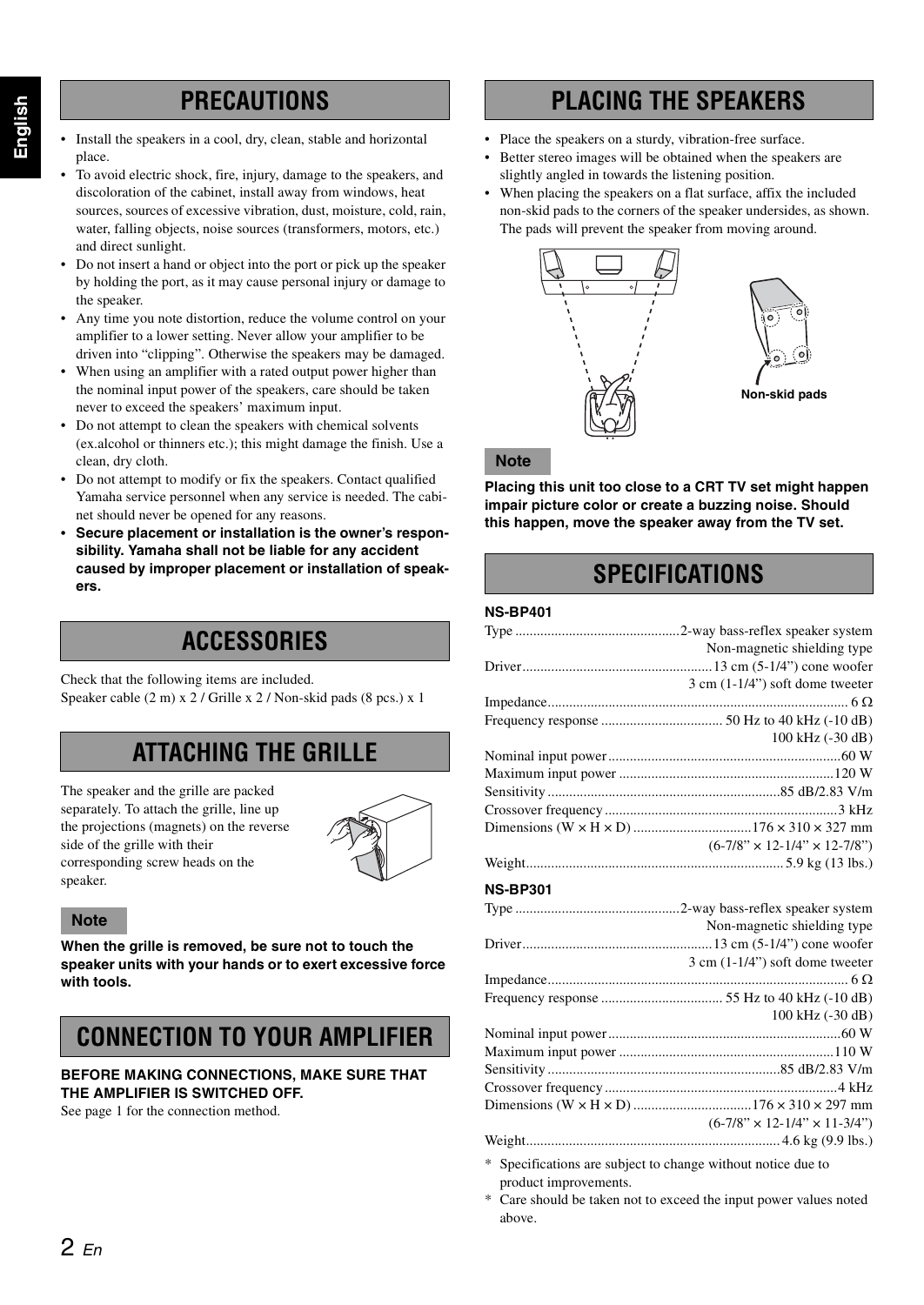## PRECAUTIONS

- Install the speakers in a cool, dry, clean, stable and horizontal place.
- To avoid electric shock, fire, injury, damage to the speakers, and discoloration of the cabinet, install away from windows, heat sources, sources of excessive vibration, dust, moisture, cold, rain, water, falling objects, noise sources (transformers, motors, etc.) and direct sunlight.
- Do not insert a hand or object into the port or pick up the speaker by holding the port, as it may cause personal injury or damage to the speaker.
- Any time you note distortion, reduce the volume control on your amplifier to a lower setting. Never allow your amplifier to be driven into "clipping". Otherwise the speakers may be damaged.
- When using an amplifier with a rated output power higher than the nominal input power of the speakers, care should be taken never to exceed the speakers' maximum input.
- Do not attempt to clean the speakers with chemical solvents (ex.alcohol or thinners etc.); this might damage the finish. Use a clean, dry cloth.
- Do not attempt to modify or fix the speakers. Contact qualified Yamaha service personnel when any service is needed. The cabinet should never be opened for any reasons.
- **Secure placement or installation is the owner's responsibility. Yamaha shall not be liable for any accident caused by improper placement or installation of speakers.**

## ACCESSORIES

Check that the following items are included.
Speaker cable (2 m) x 2 / Grille x 2 / Non-skid pads (8 pcs.) x 1

## ATTACHING THE GRILLE

The speaker and the grille are packed separately. To attach the grille, line up the projections (magnets) on the reverse side of the grille with their corresponding screw heads on the speaker.

**Note**

**When the grille is removed, be sure not to touch the speaker units with your hands or to exert excessive force with tools.**

## CONNECTION TO YOUR AMPLIFIER

**BEFORE MAKING CONNECTIONS, MAKE SURE THAT THE AMPLIFIER IS SWITCHED OFF.**
See page 1 for the connection method.

## PLACING THE SPEAKERS

- Place the speakers on a sturdy, vibration-free surface.
- Better stereo images will be obtained when the speakers are slightly angled in towards the listening position.
- When placing the speakers on a flat surface, affix the included non-skid pads to the corners of the speaker undersides, as shown. The pads will prevent the speaker from moving around.

Non-skid pads

**Note**

**Placing this unit too close to a CRT TV set might happen impair picture color or create a buzzing noise. Should this happen, move the speaker away from the TV set.**

## SPECIFICATIONS

**NS-BP401**

| | |
|---|---|
| Type | 2-way bass-reflex speaker system<br>Non-magnetic shielding type |
| Driver | 13 cm (5-1/4") cone woofer<br>3 cm (1-1/4") soft dome tweeter |
| Impedance | 6 Ω |
| Frequency response | 50 Hz to 40 kHz (-10 dB)<br>100 kHz (-30 dB) |
| Nominal input power | 60 W |
| Maximum input power | 120 W |
| Sensitivity | 85 dB/2.83 V/m |
| Crossover frequency | 3 kHz |
| Dimensions (W × H × D) | 176 × 310 × 327 mm<br>(6-7/8" × 12-1/4" × 12-7/8") |
| Weight | 5.9 kg (13 lbs.) |

**NS-BP301**

| | |
|---|---|
| Type | 2-way bass-reflex speaker system<br>Non-magnetic shielding type |
| Driver | 13 cm (5-1/4") cone woofer<br>3 cm (1-1/4") soft dome tweeter |
| Impedance | 6 Ω |
| Frequency response | 55 Hz to 40 kHz (-10 dB)<br>100 kHz (-30 dB) |
| Nominal input power | 60 W |
| Maximum input power | 110 W |
| Sensitivity | 85 dB/2.83 V/m |
| Crossover frequency | 4 kHz |
| Dimensions (W × H × D) | 176 × 310 × 297 mm<br>(6-7/8" × 12-1/4" × 11-3/4") |
| Weight | 4.6 kg (9.9 lbs.) |

\* Specifications are subject to change without notice due to product improvements.

\* Care should be taken not to exceed the input power values noted above.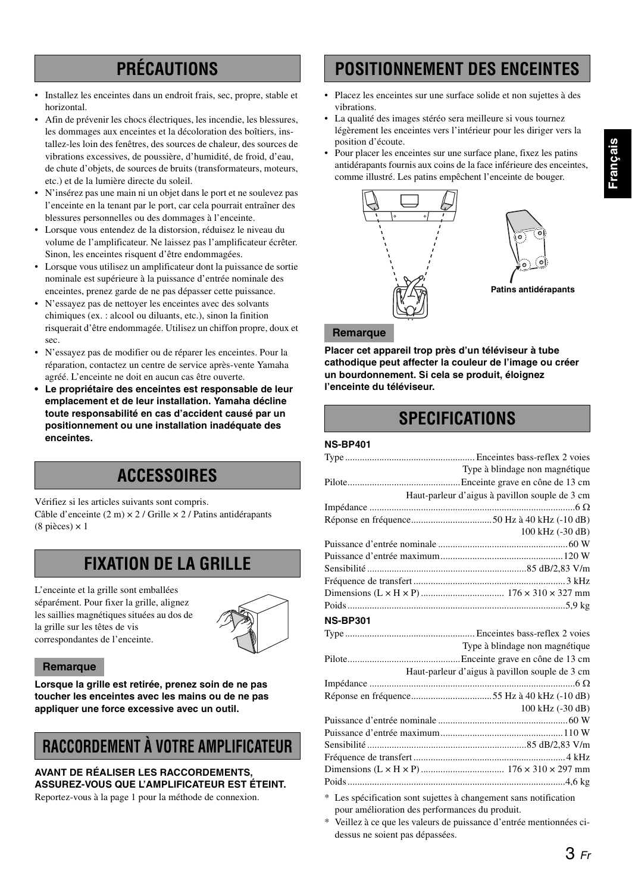## PRÉCAUTIONS

- Installez les enceintes dans un endroit frais, sec, propre, stable et horizontal.
- Afin de prévenir les chocs électriques, les incendies, les blessures, les dommages aux enceintes et la décoloration des boîtiers, installez-les loin des fenêtres, des sources de chaleur, des sources de vibrations excessives, de poussière, d'humidité, de froid, d'eau, de chute d'objets, de sources de bruits (transformateurs, moteurs, etc.) et de la lumière directe du soleil.
- N'insérez pas une main ni un objet dans le port et ne soulevez pas l'enceinte en la tenant par le port, car cela pourrait entraîner des blessures personnelles ou des dommages à l'enceinte.
- Lorsque vous entendez de la distorsion, réduisez le niveau du volume de l'amplificateur. Ne laissez pas l'amplificateur écrêter. Sinon, les enceintes risquent d'être endommagées.
- Lorsque vous utilisez un amplificateur dont la puissance de sortie nominale est supérieure à la puissance d'entrée nominale des enceintes, prenez garde de ne pas dépasser cette puissance.
- N'essayez pas de nettoyer les enceintes avec des solvants chimiques (ex. : alcool ou diluants, etc.), sinon la finition risquerait d'être endommagée. Utilisez un chiffon propre, doux et sec.
- N'essayez pas de modifier ou de réparer les enceintes. Pour la réparation, contactez un centre de service après-vente Yamaha agréé. L'enceinte ne doit en aucun cas être ouverte.
- **Le propriétaire des enceintes est responsable de leur emplacement et de leur installation. Yamaha décline toute responsabilité en cas d'accident causé par un positionnement ou une installation inadéquate des enceintes.**

## ACCESSOIRES

Vérifiez si les articles suivants sont compris.
Câble d'enceinte (2 m) × 2 / Grille × 2 / Patins antidérapants (8 pièces) × 1

## FIXATION DE LA GRILLE

L'enceinte et la grille sont emballées séparément. Pour fixer la grille, alignez les saillies magnétiques situées au dos de la grille sur les têtes de vis correspondantes de l'enceinte.

**Remarque**

**Lorsque la grille est retirée, prenez soin de ne pas toucher les enceintes avec les mains ou de ne pas appliquer une force excessive avec un outil.**

## RACCORDEMENT À VOTRE AMPLIFICATEUR

**AVANT DE RÉALISER LES RACCORDEMENTS, ASSUREZ-VOUS QUE L'AMPLIFICATEUR EST ÉTEINT.**

Reportez-vous à la page 1 pour la méthode de connexion.

## POSITIONNEMENT DES ENCEINTES

- Placez les enceintes sur une surface solide et non sujettes à des vibrations.
- La qualité des images stéréo sera meilleure si vous tournez légèrement les enceintes vers l'intérieur pour les diriger vers la position d'écoute.
- Pour placer les enceintes sur une surface plane, fixez les patins antidérapants fournis aux coins de la face inférieure des enceintes, comme illustré. Les patins empêchent l'enceinte de bouger.

Patins antidérapants

**Remarque**

**Placer cet appareil trop près d'un téléviseur à tube cathodique peut affecter la couleur de l'image ou créer un bourdonnement. Si cela se produit, éloignez l'enceinte du téléviseur.**

## SPECIFICATIONS

**NS-BP401**

| | |
|---|---|
| Type | Enceintes bass-reflex 2 voies<br>Type à blindage non magnétique |
| Pilote | Enceinte grave en cône de 13 cm<br>Haut-parleur d'aigus à pavillon souple de 3 cm |
| Impédance | 6 Ω |
| Réponse en fréquence | 50 Hz à 40 kHz (-10 dB)<br>100 kHz (-30 dB) |
| Puissance d'entrée nominale | 60 W |
| Puissance d'entrée maximum | 120 W |
| Sensibilité | 85 dB/2,83 V/m |
| Fréquence de transfert | 3 kHz |
| Dimensions (L × H × P) | 176 × 310 × 327 mm |
| Poids | 5,9 kg |

**NS-BP301**

| | |
|---|---|
| Type | Enceintes bass-reflex 2 voies<br>Type à blindage non magnétique |
| Pilote | Enceinte grave en cône de 13 cm<br>Haut-parleur d'aigus à pavillon souple de 3 cm |
| Impédance | 6 Ω |
| Réponse en fréquence | 55 Hz à 40 kHz (-10 dB)<br>100 kHz (-30 dB) |
| Puissance d'entrée nominale | 60 W |
| Puissance d'entrée maximum | 110 W |
| Sensibilité | 85 dB/2,83 V/m |
| Fréquence de transfert | 4 kHz |
| Dimensions (L × H × P) | 176 × 310 × 297 mm |
| Poids | 4,6 kg |

\* Les spécification sont sujettes à changement sans notification pour amélioration des performances du produit.

\* Veillez à ce que les valeurs de puissance d'entrée mentionnées ci-dessus ne soient pas dépassées.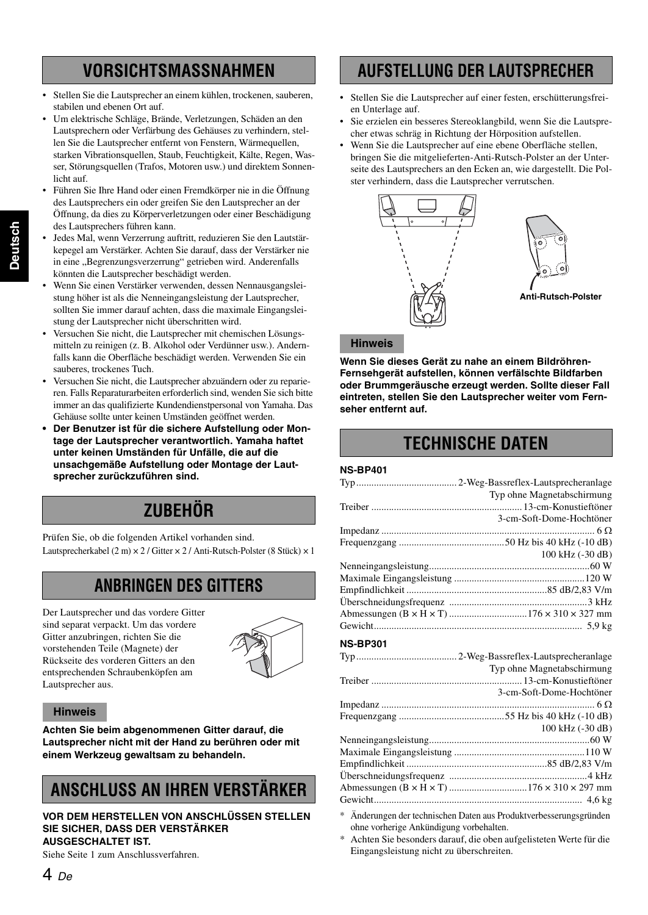## VORSICHTSMASSNAHMEN

- Stellen Sie die Lautsprecher an einem kühlen, trockenen, sauberen, stabilen und ebenen Ort auf.
- Um elektrische Schläge, Brände, Verletzungen, Schäden an den Lautsprechern oder Verfärbung des Gehäuses zu verhindern, stellen Sie die Lautsprecher entfernt von Fenstern, Wärmequellen, starken Vibrationsquellen, Staub, Feuchtigkeit, Kälte, Regen, Wasser, Störungsquellen (Trafos, Motoren usw.) und direktem Sonnenlicht auf.
- Führen Sie Ihre Hand oder einen Fremdkörper nie in die Öffnung des Lautsprechers ein oder greifen Sie den Lautsprecher an der Öffnung, da dies zu Körperverletzungen oder einer Beschädigung des Lautsprechers führen kann.
- Jedes Mal, wenn Verzerrung auftritt, reduzieren Sie den Lautstärkepegel am Verstärker. Achten Sie darauf, dass der Verstärker nie in eine „Begrenzungsverzerrung" getrieben wird. Anderenfalls könnten die Lautsprecher beschädigt werden.
- Wenn Sie einen Verstärker verwenden, dessen Nennausgangsleistung höher ist als die Nenneingangsleistung der Lautsprecher, sollten Sie immer darauf achten, dass die maximale Eingangsleistung der Lautsprecher nicht überschritten wird.
- Versuchen Sie nicht, die Lautsprecher mit chemischen Lösungsmitteln zu reinigen (z. B. Alkohol oder Verdünner usw.). Andernfalls kann die Oberfläche beschädigt werden. Verwenden Sie ein sauberes, trockenes Tuch.
- Versuchen Sie nicht, die Lautsprecher abzuändern oder zu reparieren. Falls Reparaturarbeiten erforderlich sind, wenden Sie sich bitte immer an das qualifizierte Kundendienstpersonal von Yamaha. Das Gehäuse sollte unter keinen Umständen geöffnet werden.
- **Der Benutzer ist für die sichere Aufstellung oder Montage der Lautsprecher verantwortlich. Yamaha haftet unter keinen Umständen für Unfälle, die auf die unsachgemäße Aufstellung oder Montage der Lautsprecher zurückzuführen sind.**

## ZUBEHÖR

Prüfen Sie, ob die folgenden Artikel vorhanden sind.
Lautsprecherkabel (2 m) × 2 / Gitter × 2 / Anti-Rutsch-Polster (8 Stück) × 1

## ANBRINGEN DES GITTERS

Der Lautsprecher und das vordere Gitter sind separat verpackt. Um das vordere Gitter anzubringen, richten Sie die vorstehenden Teile (Magnete) der Rückseite des vorderen Gitters an den entsprechenden Schraubenköpfen am Lautsprecher aus.

**Hinweis**

**Achten Sie beim abgenommenen Gitter darauf, die Lautsprecher nicht mit der Hand zu berühren oder mit einem Werkzeug gewaltsam zu behandeln.**

## ANSCHLUSS AN IHREN VERSTÄRKER

**VOR DEM HERSTELLEN VON ANSCHLÜSSEN STELLEN SIE SICHER, DASS DER VERSTÄRKER AUSGESCHALTET IST.**

Siehe Seite 1 zum Anschlussverfahren.

## AUFSTELLUNG DER LAUTSPRECHER

- Stellen Sie die Lautsprecher auf einer festen, erschütterungsfreien Unterlage auf.
- Sie erzielen ein besseres Stereoklangbild, wenn Sie die Lautsprecher etwas schräg in Richtung der Hörposition aufstellen.
- Wenn Sie die Lautsprecher auf eine ebene Oberfläche stellen, bringen Sie die mitgelieferten Anti-Rutsch-Polster an der Unterseite des Lautsprechers an den Ecken an, wie dargestellt. Die Polster verhindern, dass die Lautsprecher verrutschen.

Anti-Rutsch-Polster

**Hinweis**

**Wenn Sie dieses Gerät zu nahe an einem Bildröhren-Fernsehgerät aufstellen, können verfälschte Bildfarben oder Brummgeräusche erzeugt werden. Sollte dieser Fall eintreten, stellen Sie den Lautsprecher weiter vom Fernseher entfernt auf.**

## TECHNISCHE DATEN

**NS-BP401**

| | |
|---|---|
| Typ | 2-Weg-Bassreflex-Lautsprecheranlage<br>Typ ohne Magnetabschirmung |
| Treiber | 13-cm-Konustieftöner<br>3-cm-Soft-Dome-Hochtöner |
| Impedanz | 6 Ω |
| Frequenzgang | 50 Hz bis 40 kHz (-10 dB)<br>100 kHz (-30 dB) |
| Nenneingangsleistung | 60 W |
| Maximale Eingangsleistung | 120 W |
| Empfindlichkeit | 85 dB/2,83 V/m |
| Überschneidungsfrequenz | 3 kHz |
| Abmessungen (B × H × T) | 176 × 310 × 327 mm |
| Gewicht | 5,9 kg |

**NS-BP301**

| | |
|---|---|
| Typ | 2-Weg-Bassreflex-Lautsprecheranlage<br>Typ ohne Magnetabschirmung |
| Treiber | 13-cm-Konustieftöner<br>3-cm-Soft-Dome-Hochtöner |
| Impedanz | 6 Ω |
| Frequenzgang | 55 Hz bis 40 kHz (-10 dB)<br>100 kHz (-30 dB) |
| Nenneingangsleistung | 60 W |
| Maximale Eingangsleistung | 110 W |
| Empfindlichkeit | 85 dB/2,83 V/m |
| Überschneidungsfrequenz | 4 kHz |
| Abmessungen (B × H × T) | 176 × 310 × 297 mm |
| Gewicht | 4,6 kg |

\* Änderungen der technischen Daten aus Produktverbesserungsgründen ohne vorherige Ankündigung vorbehalten.

\* Achten Sie besonders darauf, die oben aufgelisteten Werte für die Eingangsleistung nicht zu überschreiten.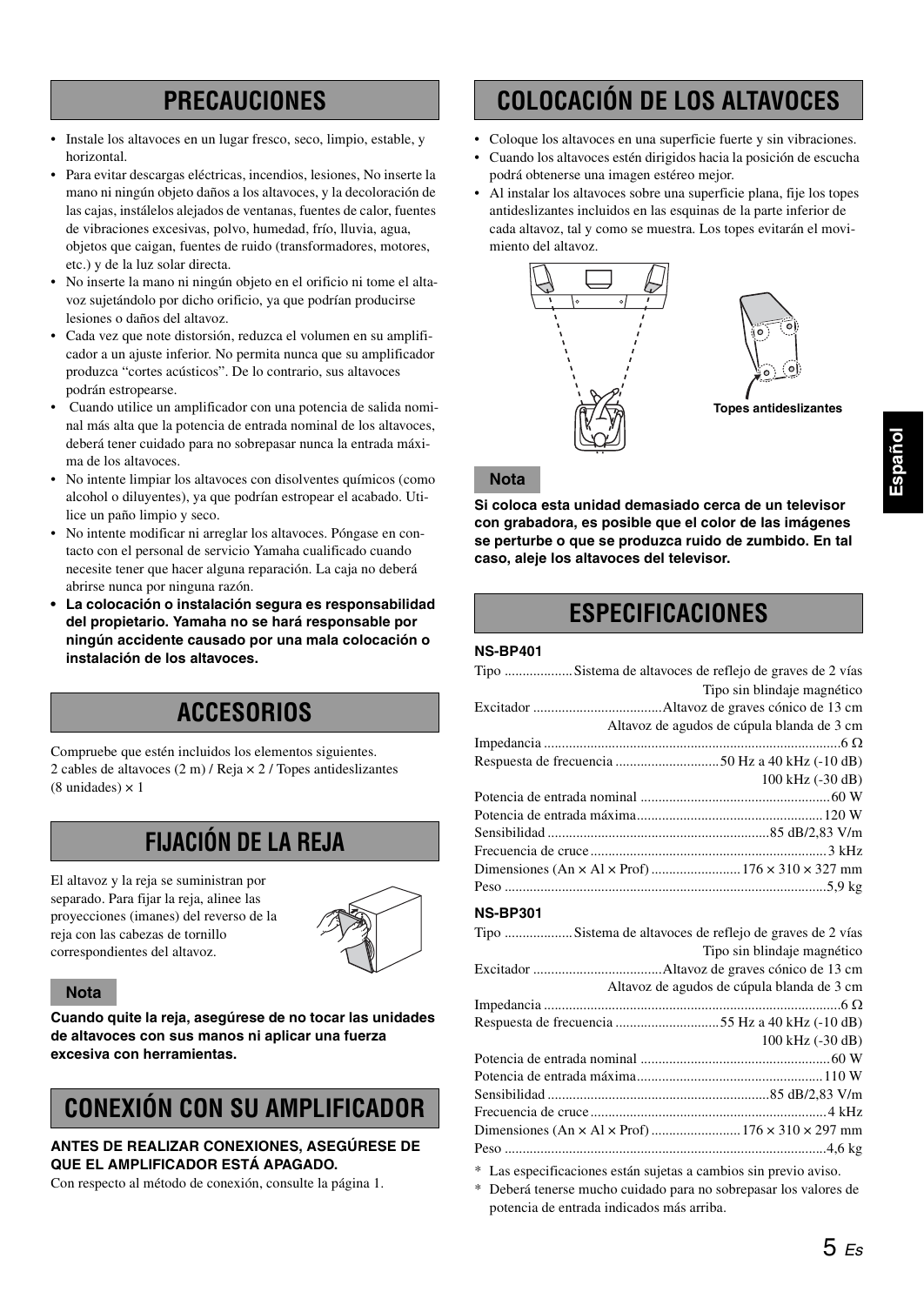## PRECAUCIONES

- Instale los altavoces en un lugar fresco, seco, limpio, estable, y horizontal.
- Para evitar descargas eléctricas, incendios, lesiones, No inserte la mano ni ningún objeto daños a los altavoces, y la decoloración de las cajas, instálelos alejados de ventanas, fuentes de calor, fuentes de vibraciones excesivas, polvo, humedad, frío, lluvia, agua, objetos que caigan, fuentes de ruido (transformadores, motores, etc.) y de la luz solar directa.
- No inserte la mano ni ningún objeto en el orificio ni tome el altavoz sujetándolo por dicho orificio, ya que podrían producirse lesiones o daños del altavoz.
- Cada vez que note distorsión, reduzca el volumen en su amplificador a un ajuste inferior. No permita nunca que su amplificador produzca "cortes acústicos". De lo contrario, sus altavoces podrán estropearse.
- Cuando utilice un amplificador con una potencia de salida nominal más alta que la potencia de entrada nominal de los altavoces, deberá tener cuidado para no sobrepasar nunca la entrada máxima de los altavoces.
- No intente limpiar los altavoces con disolventes químicos (como alcohol o diluyentes), ya que podrían estropear el acabado. Utilice un paño limpio y seco.
- No intente modificar ni arreglar los altavoces. Póngase en contacto con el personal de servicio Yamaha cualificado cuando necesite tener que hacer alguna reparación. La caja no deberá abrirse nunca por ninguna razón.
- **La colocación o instalación segura es responsabilidad del propietario. Yamaha no se hará responsable por ningún accidente causado por una mala colocación o instalación de los altavoces.**

## ACCESORIOS

Compruebe que estén incluidos los elementos siguientes.
2 cables de altavoces (2 m) / Reja × 2 / Topes antideslizantes (8 unidades) × 1

## FIJACIÓN DE LA REJA

El altavoz y la reja se suministran por separado. Para fijar la reja, alinee las proyecciones (imanes) del reverso de la reja con las cabezas de tornillo correspondientes del altavoz.

**Nota**

**Cuando quite la reja, asegúrese de no tocar las unidades de altavoces con sus manos ni aplicar una fuerza excesiva con herramientas.**

## CONEXIÓN CON SU AMPLIFICADOR

**ANTES DE REALIZAR CONEXIONES, ASEGÚRESE DE QUE EL AMPLIFICADOR ESTÁ APAGADO.**

Con respecto al método de conexión, consulte la página 1.

## COLOCACIÓN DE LOS ALTAVOCES

- Coloque los altavoces en una superficie fuerte y sin vibraciones.
- Cuando los altavoces estén dirigidos hacia la posición de escucha podrá obtenerse una imagen estéreo mejor.
- Al instalar los altavoces sobre una superficie plana, fije los topes antideslizantes incluidos en las esquinas de la parte inferior de cada altavoz, tal y como se muestra. Los topes evitarán el movimiento del altavoz.

Topes antideslizantes

**Nota**

**Si coloca esta unidad demasiado cerca de un televisor con grabadora, es posible que el color de las imágenes se perturbe o que se produzca ruido de zumbido. En tal caso, aleje los altavoces del televisor.**

## ESPECIFICACIONES

**NS-BP401**

| | |
|---|---|
| Tipo | Sistema de altavoces de reflejo de graves de 2 vías<br>Tipo sin blindaje magnético |
| Excitador | Altavoz de graves cónico de 13 cm<br>Altavoz de agudos de cúpula blanda de 3 cm |
| Impedancia | 6 Ω |
| Respuesta de frecuencia | 50 Hz a 40 kHz (-10 dB)<br>100 kHz (-30 dB) |
| Potencia de entrada nominal | 60 W |
| Potencia de entrada máxima | 120 W |
| Sensibilidad | 85 dB/2,83 V/m |
| Frecuencia de cruce | 3 kHz |
| Dimensiones (An × Al × Prof) | 176 × 310 × 327 mm |
| Peso | 5,9 kg |

**NS-BP301**

| | |
|---|---|
| Tipo | Sistema de altavoces de reflejo de graves de 2 vías<br>Tipo sin blindaje magnético |
| Excitador | Altavoz de graves cónico de 13 cm<br>Altavoz de agudos de cúpula blanda de 3 cm |
| Impedancia | 6 Ω |
| Respuesta de frecuencia | 55 Hz a 40 kHz (-10 dB)<br>100 kHz (-30 dB) |
| Potencia de entrada nominal | 60 W |
| Potencia de entrada máxima | 110 W |
| Sensibilidad | 85 dB/2,83 V/m |
| Frecuencia de cruce | 4 kHz |
| Dimensiones (An × Al × Prof) | 176 × 310 × 297 mm |
| Peso | 4,6 kg |

\* Las especificaciones están sujetas a cambios sin previo aviso.
\* Deberá tenerse mucho cuidado para no sobrepasar los valores de potencia de entrada indicados más arriba.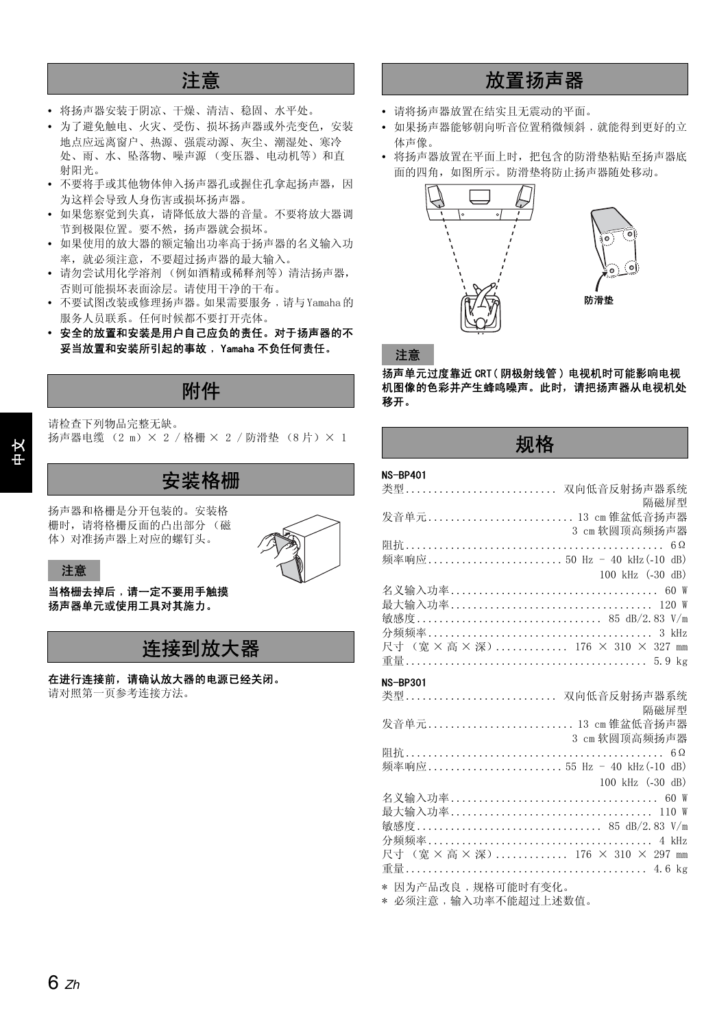## 注意

- 将扬声器安装于阴凉、干燥、清洁、稳固、水平处。
- 为了避免触电、火灾、受伤、损坏扬声器或外壳变色，安装地点应远离窗户、热源、强震动源、灰尘、潮湿处、寒冷处、雨、水、坠落物、噪声源（变压器、电动机等）和直射阳光。
- 不要将手或其他物体伸入扬声器孔或握住孔拿起扬声器，因为这样会导致人身伤害或损坏扬声器。
- 如果您察觉到失真，请降低放大器的音量。不要将放大器调节到极限位置。要不然，扬声器就会损坏。
- 如果使用的放大器的额定输出功率高于扬声器的名义输入功率，就必须注意，不要超过扬声器的最大输入。
- 请勿尝试用化学溶剂（例如酒精或稀释剂等）清洁扬声器，否则可能损坏表面涂层。请使用干净的干布。
- 不要试图改装或修理扬声器。如果需要服务，请与Yamaha的服务人员联系。任何时候都不要打开壳体。
- **安全的放置和安装是用户自己应负的责任。对于扬声器的不妥当放置和安装所引起的事故，Yamaha 不负任何责任。**

## 附件

请检查下列物品完整无缺。
扬声器电缆（2 m）× 2 / 格栅 × 2 / 防滑垫（8片）× 1

## 安装格栅

扬声器和格栅是分开包装的。安装格栅时，请将格栅反面的凸出部分（磁体）对准扬声器上对应的螺钉头。

**注意**

**当格栅去掉后，请一定不要用手触摸扬声器单元或使用工具对其施力。**

## 连接到放大器

**在进行连接前，请确认放大器的电源已经关闭。**
请对照第一页参考连接方法。

## 放置扬声器

- 请将扬声器放置在结实且无震动的平面。
- 如果扬声器能够朝向听音位置稍微倾斜，就能得到更好的立体声像。
- 将扬声器放置在平面上时，把包含的防滑垫粘贴至扬声器底面的四角，如图所示。防滑垫将防止扬声器随处移动。

防滑垫

**注意**

**扬声单元过度靠近 CRT（阴极射线管）电视机时可能影响电视机图像的色彩并产生蜂鸣噪声。此时，请把扬声器从电视机处移开。**

## 规格

**NS-BP401**

类型.......................... 双向低音反射扬声器系统
隔磁屏型
发音单元.......................... 13 cm 锥盆低音扬声器
3 cm 软圆顶高频扬声器
阻抗.......................... 6Ω
频率响应.......................... 50 Hz – 40 kHz(-10 dB)
100 kHz (-30 dB)
名义输入功率.......................... 60 W
最大输入功率.......................... 120 W
敏感度.......................... 85 dB/2.83 V/m
分频频率.......................... 3 kHz
尺寸（宽 × 高 × 深）.......................... 176 × 310 × 327 mm
重量.......................... 5.9 kg

**NS-BP301**

类型.......................... 双向低音反射扬声器系统
隔磁屏型
发音单元.......................... 13 cm 锥盆低音扬声器
3 cm 软圆顶高频扬声器
阻抗.......................... 6Ω
频率响应.......................... 55 Hz – 40 kHz(-10 dB)
100 kHz (-30 dB)
名义输入功率.......................... 60 W
最大输入功率.......................... 110 W
敏感度.......................... 85 dB/2.83 V/m
分频频率.......................... 4 kHz
尺寸（宽 × 高 × 深）.......................... 176 × 310 × 297 mm
重量.......................... 4.6 kg

* 因为产品改良，规格可能时有变化。
* 必须注意，输入功率不能超过上述数值。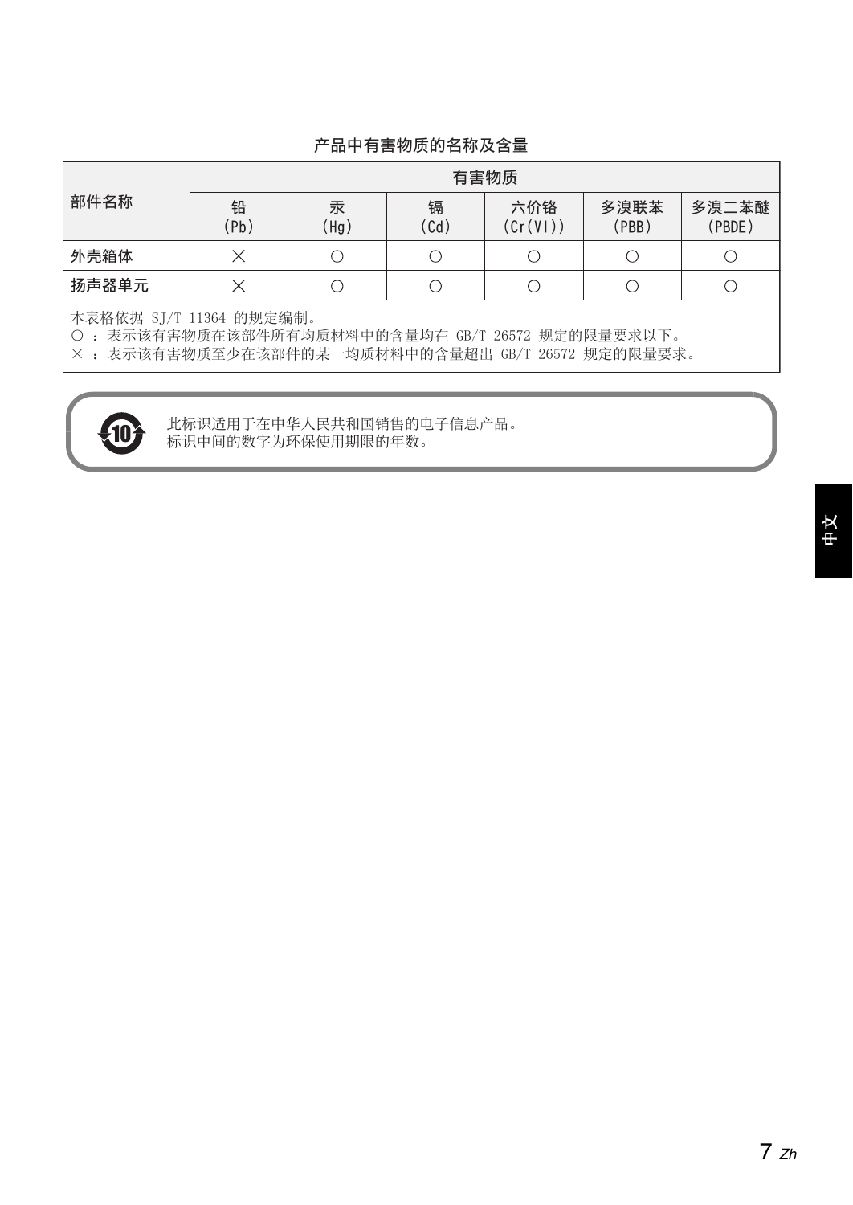## 产品中有害物质的名称及含量

| 部件名称 | 有害物质 | | | | | |
|---|---|---|---|---|---|---|
| | 铅 (Pb) | 汞 (Hg) | 镉 (Cd) | 六价铬 (Cr(VI)) | 多溴联苯 (PBB) | 多溴二苯醚 (PBDE) |
| 外壳箱体 | × | ○ | ○ | ○ | ○ | ○ |
| 扬声器单元 | × | ○ | ○ | ○ | ○ | ○ |

本表格依据 SJ/T 11364 的规定编制。
○ ：表示该有害物质在该部件所有均质材料中的含量均在 GB/T 26572 规定的限量要求以下。
× ：表示该有害物质至少在该部件的某一均质材料中的含量超出 GB/T 26572 规定的限量要求。

此标识适用于在中华人民共和国销售的电子信息产品。
标识中间的数字为环保使用期限的年数。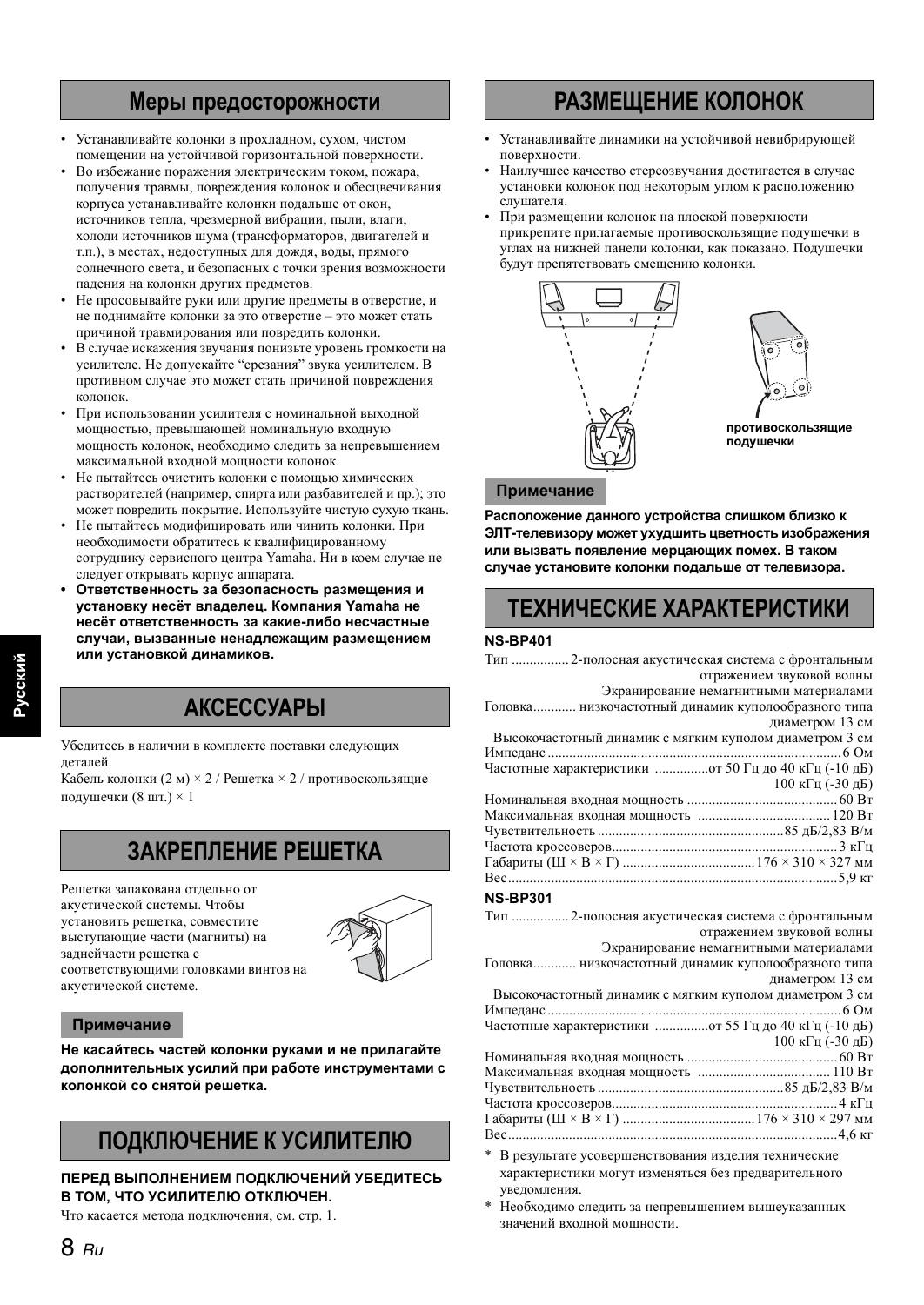## Меры предосторожности

- Устанавливайте колонки в прохладном, сухом, чистом помещении на устойчивой горизонтальной поверхности.
- Во избежание поражения электрическим током, пожара, получения травмы, повреждения колонок и обесцвечивания корпуса устанавливайте колонки подальше от окон, источников тепла, чрезмерной вибрации, пыли, влаги, холоди источников шума (трансформаторов, двигателей и т.п.), в местах, недоступных для дождя, воды, прямого солнечного света, и безопасных с точки зрения возможности падения на колонки других предметов.
- Не просовывайте руки или другие предметы в отверстие, и не поднимайте колонки за это отверстие – это может стать причиной травмирования или повредить колонки.
- В случае искажения звучания понизьте уровень громкости на усилителе. Не допускайте "срезания" звука усилителем. В противном случае это может стать причиной повреждения колонок.
- При использовании усилителя с номинальной выходной мощностью, превышающей номинальную входную мощность колонок, необходимо следить за непревышением максимальной входной мощности колонок.
- Не пытайтесь очистить колонки с помощью химических растворителей (например, спирта или разбавителей и пр.); это может повредить покрытие. Используйте чистую сухую ткань.
- Не пытайтесь модифицировать или чинить колонки. При необходимости обратитесь к квалифицированному сотруднику сервисного центра Yamaha. Ни в коем случае не следует открывать корпус аппарата.
- **Ответственность за безопасность размещения и установку несёт владелец. Компания Yamaha не несёт ответственность за какие-либо несчастные случаи, вызванные ненадлежащим размещением или установкой динамиков.**

## АКСЕССУАРЫ

Убедитесь в наличии в комплекте поставки следующих деталей.
Кабель колонки (2 м) × 2 / Решетка × 2 / противоскользящие подушечки (8 шт.) × 1

## ЗАКРЕПЛЕНИЕ РЕШЕТКА

Решетка запакована отдельно от акустической системы. Чтобы установить решетка, совместите выступающие части (магниты) на заднейчасти решетка с соответствующими головками винтов на акустической системе.

**Примечание**

**Не касайтесь частей колонки руками и не прилагайте дополнительных усилий при работе инструментами с колонкой со снятой решетка.**

## ПОДКЛЮЧЕНИЕ К УСИЛИТЕЛЮ

**ПЕРЕД ВЫПОЛНЕНИЕМ ПОДКЛЮЧЕНИЙ УБЕДИТЕСЬ В ТОМ, ЧТО УСИЛИТЕЛЮ ОТКЛЮЧЕН.**

Что касается метода подключения, см. стр. 1.

## РАЗМЕЩЕНИЕ КОЛОНОК

- Устанавливайте динамики на устойчивой невибрирующей поверхности.
- Наилучшее качество стереозвучания достигается в случае установки колонок под некоторым углом к расположению слушателя.
- При размещении колонок на плоской поверхности прикрепите прилагаемые противоскользящие подушечки в углах на нижней панели колонки, как показано. Подушечки будут препятствовать смещению колонки.

противоскользящие подушечки

**Примечание**

**Расположение данного устройства слишком близко к ЭЛТ-телевизору может ухудшить цветность изображения или вызвать появление мерцающих помех. В таком случае установите колонки подальше от телевизора.**

## ТЕХНИЧЕСКИЕ ХАРАКТЕРИСТИКИ

**NS-BP401**

| | |
|---|---|
| Тип | 2-полосная акустическая система с фронтальным отражением звуковой волны<br>Экранирование немагнитными материалами |
| Головка | низкочастотный динамик куполообразного типа диаметром 13 см<br>Высокочастотный динамик с мягким куполом диаметром 3 см |
| Импеданс | 6 Ом |
| Частотные характеристики | от 50 Гц до 40 кГц (-10 дБ)<br>100 кГц (-30 дБ) |
| Номинальная входная мощность | 60 Вт |
| Максимальная входная мощность | 120 Вт |
| Чувствительность | 85 дБ/2,83 В/м |
| Частота кроссоверов | 3 кГц |
| Габариты (Ш × В × Г) | 176 × 310 × 327 мм |
| Вес | 5,9 кг |

**NS-BP301**

| | |
|---|---|
| Тип | 2-полосная акустическая система с фронтальным отражением звуковой волны<br>Экранирование немагнитными материалами |
| Головка | низкочастотный динамик куполообразного типа диаметром 13 см<br>Высокочастотный динамик с мягким куполом диаметром 3 см |
| Импеданс | 6 Ом |
| Частотные характеристики | от 55 Гц до 40 кГц (-10 дБ)<br>100 кГц (-30 дБ) |
| Номинальная входная мощность | 60 Вт |
| Максимальная входная мощность | 110 Вт |
| Чувствительность | 85 дБ/2,83 В/м |
| Частота кроссоверов | 4 кГц |
| Габариты (Ш × В × Г) | 176 × 310 × 297 мм |
| Вес | 4,6 кг |

\* В результате усовершенствования изделия технические характеристики могут изменяться без предварительного уведомления.

\* Необходимо следить за непревышением вышеуказанных значений входной мощности.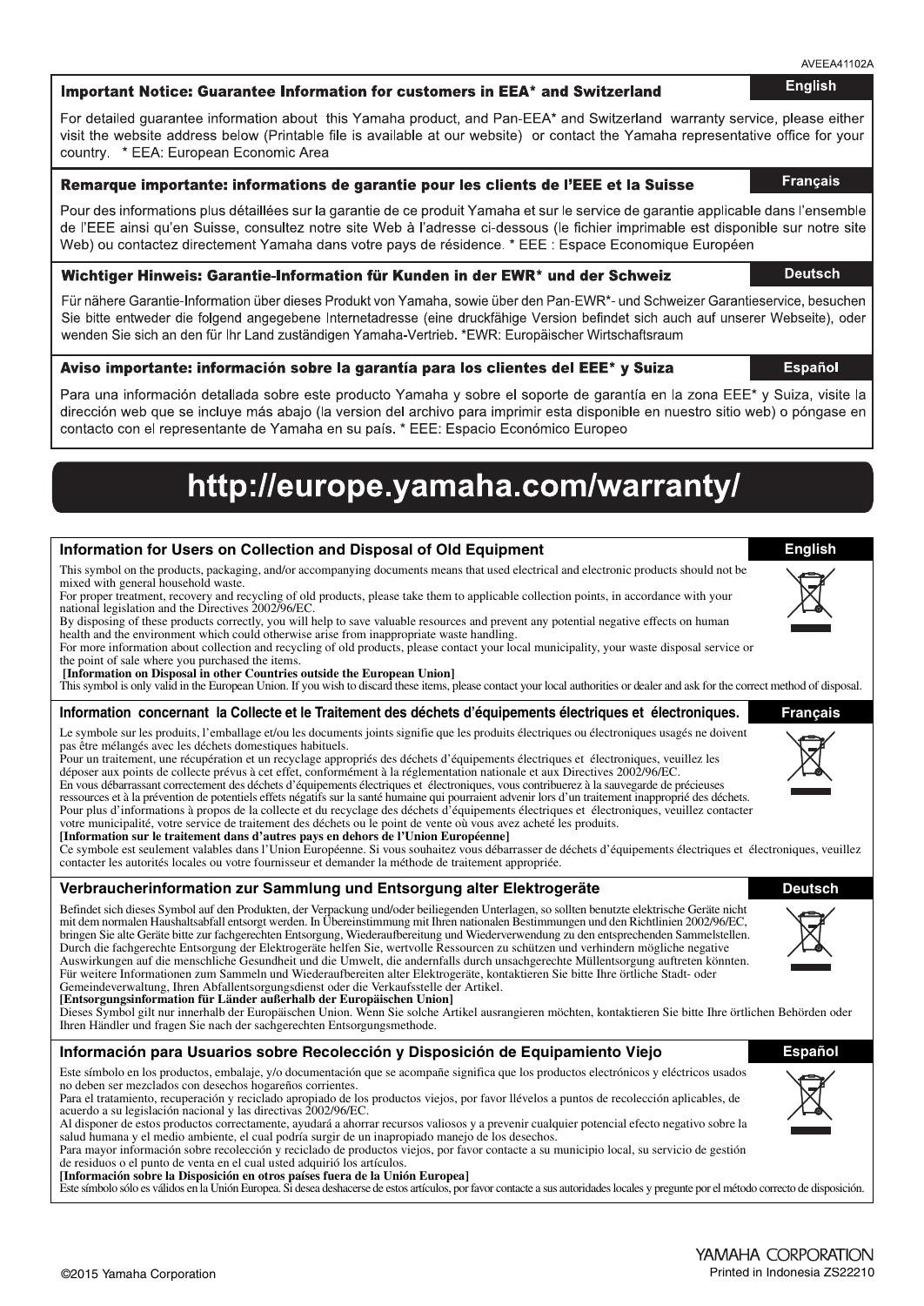AVEEA41102A

## Important Notice: Guarantee Information for customers in EEA* and Switzerland

English

For detailed guarantee information about this Yamaha product, and Pan-EEA* and Switzerland warranty service, please either visit the website address below (Printable file is available at our website) or contact the Yamaha representative office for your country. * EEA: European Economic Area

## Remarque importante: informations de garantie pour les clients de l'EEE et la Suisse

Français

Pour des informations plus détaillées sur la garantie de ce produit Yamaha et sur le service de garantie applicable dans l'ensemble de l'EEE ainsi qu'en Suisse, consultez notre site Web à l'adresse ci-dessous (le fichier imprimable est disponible sur notre site Web) ou contactez directement Yamaha dans votre pays de résidence. * EEE : Espace Economique Européen

## Wichtiger Hinweis: Garantie-Information für Kunden in der EWR* und der Schweiz

Deutsch

Für nähere Garantie-Information über dieses Produkt von Yamaha, sowie über den Pan-EWR*- und Schweizer Garantieservice, besuchen Sie bitte entweder die folgend angegebene Internetadresse (eine druckfähige Version befindet sich auch auf unserer Webseite), oder wenden Sie sich an den für Ihr Land zuständigen Yamaha-Vertrieb. *EWR: Europäischer Wirtschaftsraum

## Aviso importante: información sobre la garantía para los clientes del EEE* y Suiza

Español

Para una información detallada sobre este producto Yamaha y sobre el soporte de garantía en la zona EEE* y Suiza, visite la dirección web que se incluye más abajo (la version del archivo para imprimir esta disponible en nuestro sitio web) o póngase en contacto con el representante de Yamaha en su país. * EEE: Espacio Económico Europeo

# http://europe.yamaha.com/warranty/

## Information for Users on Collection and Disposal of Old Equipment

English

This symbol on the products, packaging, and/or accompanying documents means that used electrical and electronic products should not be mixed with general household waste.
For proper treatment, recovery and recycling of old products, please take them to applicable collection points, in accordance with your national legislation and the Directives 2002/96/EC.
By disposing of these products correctly, you will help to save valuable resources and prevent any potential negative effects on human health and the environment which could otherwise arise from inappropriate waste handling.
For more information about collection and recycling of old products, please contact your local municipality, your waste disposal service or the point of sale where you purchased the items.

**[Information on Disposal in other Countries outside the European Union]**
This symbol is only valid in the European Union. If you wish to discard these items, please contact your local authorities or dealer and ask for the correct method of disposal.

## Information concernant la Collecte et le Traitement des déchets d'équipements électriques et électroniques.

Français

Le symbole sur les produits, l'emballage et/ou les documents joints signifie que les produits électriques ou électroniques usagés ne doivent pas être mélangés avec les déchets domestiques habituels.
Pour un traitement, une récupération et un recyclage appropriés des déchets d'équipements électriques et électroniques, veuillez les déposer aux points de collecte prévus à cet effet, conformément à la réglementation nationale et aux Directives 2002/96/EC.
En vous débarrassant correctement des déchets d'équipements électriques et électroniques, vous contribuerez à la sauvegarde de précieuses ressources et à la prévention de potentiels effets négatifs sur la santé humaine qui pourraient advenir lors d'un traitement inapproprié des déchets.
Pour plus d'informations à propos de la collecte et du recyclage des déchets d'équipements électriques et électroniques, veuillez contacter votre municipalité, votre service de traitement des déchets ou le point de vente où vous avez acheté les produits.

**[Information sur le traitement dans d'autres pays en dehors de l'Union Européenne]**
Ce symbole est seulement valables dans l'Union Européenne. Si vous souhaitez vous débarrasser de déchets d'équipements électriques et électroniques, veuillez contacter les autorités locales ou votre fournisseur et demander la méthode de traitement appropriée.

## Verbraucherinformation zur Sammlung und Entsorgung alter Elektrogeräte

Deutsch

Befindet sich dieses Symbol auf den Produkten, der Verpackung und/oder beiliegenden Unterlagen, so sollten benutzte elektrische Geräte nicht mit dem normalen Haushaltsabfall entsorgt werden. In Übereinstimmung mit Ihren nationalen Bestimmungen und den Richtlinien 2002/96/EC, bringen Sie alte Geräte bitte zur fachgerechten Entsorgung, Wiederaufbereitung und Wiederverwendung zu den entsprechenden Sammelstellen.
Durch die fachgerechte Entsorgung der Elektrogeräte helfen Sie, wertvolle Ressourcen zu schützen und verhindern mögliche negative Auswirkungen auf die menschliche Gesundheit und die Umwelt, die andernfalls durch unsachgerechte Müllentsorgung auftreten könnten.
Für weitere Informationen zum Sammeln und Wiederaufbereiten alter Elektrogeräte, kontaktieren Sie bitte Ihre örtliche Stadt- oder Gemeindeverwaltung, Ihren Abfallentsorgungsdienst oder die Verkaufsstelle der Artikel.

**[Entsorgungsinformation für Länder außerhalb der Europäischen Union]**
Dieses Symbol gilt nur innerhalb der Europäischen Union. Wenn Sie solche Artikel ausrangieren möchten, kontaktieren Sie bitte Ihre örtlichen Behörden oder Ihren Händler und fragen Sie nach der sachgerechten Entsorgungsmethode.

## Información para Usuarios sobre Recolección y Disposición de Equipamiento Viejo

Español

Este símbolo en los productos, embalaje, y/o documentación que se acompañe significa que los productos electrónicos y eléctricos usados no deben ser mezclados con desechos hogareños corrientes.
Para el tratamiento, recuperación y reciclado apropiado de los productos viejos, por favor llévelos a puntos de recolección aplicables, de acuerdo a su legislación nacional y las directivas 2002/96/EC.
Al disponer de estos productos correctamente, ayudará a ahorrar recursos valiosos y a prevenir cualquier potencial efecto negativo sobre la salud humana y el medio ambiente, el cual podría surgir de un inapropiado manejo de los desechos.
Para mayor información sobre recolección y reciclado de productos viejos, por favor contacte a su municipio local, su servicio de gestión de residuos o el punto de venta en el cual usted adquirió los artículos.

**[Información sobre la Disposición en otros países fuera de la Unión Europea]**
Este símbolo sólo es válidos en la Unión Europea. Si desea deshacerse de estos artículos, por favor contacte a sus autoridades locales y pregunte por el método correcto de disposición.

©2015 Yamaha Corporation

YAMAHA CORPORATION
Printed in Indonesia ZS22210